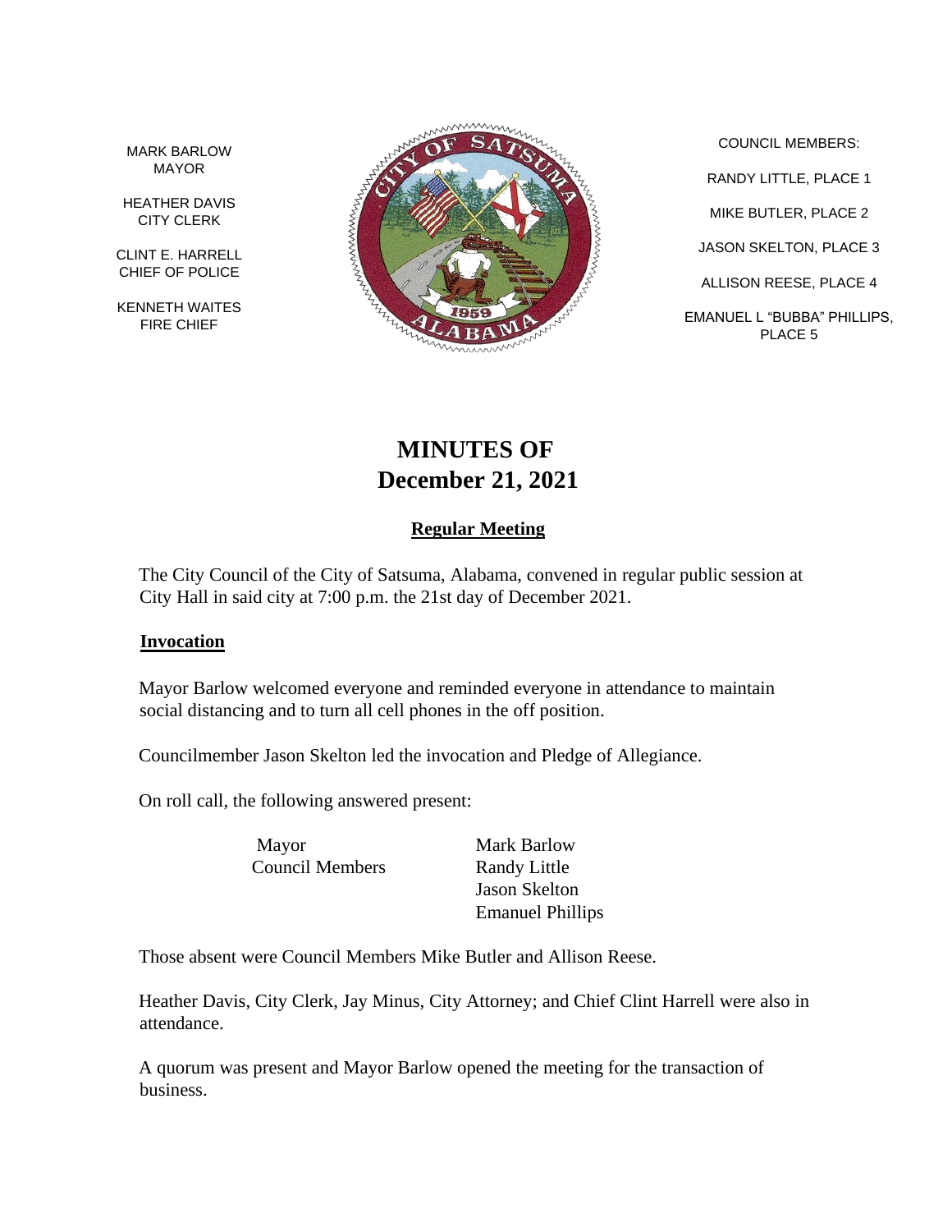MARK BARLOW
MAYOR

HEATHER DAVIS
CITY CLERK

CLINT E. HARRELL
CHIEF OF POLICE

KENNETH WAITES
FIRE CHIEF

COUNCIL MEMBERS:

RANDY LITTLE, PLACE 1

MIKE BUTLER, PLACE 2

JASON SKELTON, PLACE 3

ALLISON REESE, PLACE 4

EMANUEL L "BUBBA" PHILLIPS, PLACE 5

# MINUTES OF December 21, 2021

## Regular Meeting

The City Council of the City of Satsuma, Alabama, convened in regular public session at City Hall in said city at 7:00 p.m. the 21st day of December 2021.

### Invocation

Mayor Barlow welcomed everyone and reminded everyone in attendance to maintain social distancing and to turn all cell phones in the off position.

Councilmember Jason Skelton led the invocation and Pledge of Allegiance.

On roll call, the following answered present:

| | |
|---|---|
| Mayor | Mark Barlow |
| Council Members | Randy Little |
| | Jason Skelton |
| | Emanuel Phillips |

Those absent were Council Members Mike Butler and Allison Reese.

Heather Davis, City Clerk, Jay Minus, City Attorney; and Chief Clint Harrell were also in attendance.

A quorum was present and Mayor Barlow opened the meeting for the transaction of business.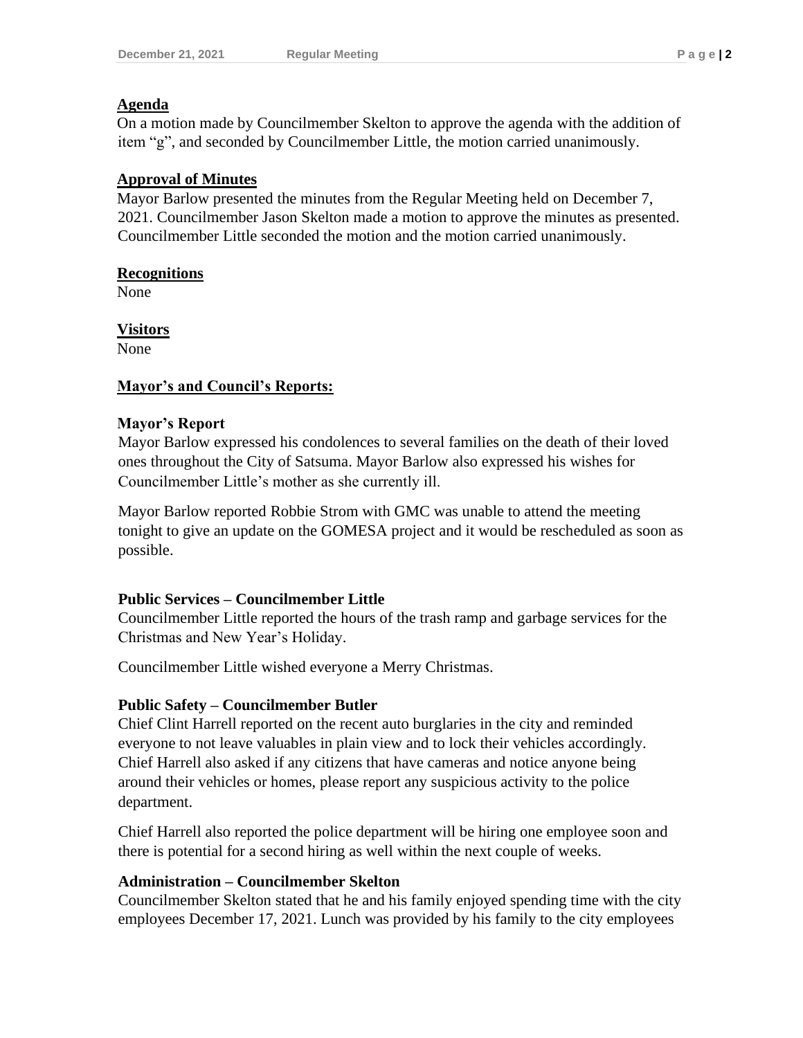**Agenda**

On a motion made by Councilmember Skelton to approve the agenda with the addition of item "g", and seconded by Councilmember Little, the motion carried unanimously.

**Approval of Minutes**

Mayor Barlow presented the minutes from the Regular Meeting held on December 7, 2021. Councilmember Jason Skelton made a motion to approve the minutes as presented. Councilmember Little seconded the motion and the motion carried unanimously.

**Recognitions**

None

**Visitors**

None

**Mayor's and Council's Reports:**

**Mayor's Report**

Mayor Barlow expressed his condolences to several families on the death of their loved ones throughout the City of Satsuma. Mayor Barlow also expressed his wishes for Councilmember Little's mother as she currently ill.

Mayor Barlow reported Robbie Strom with GMC was unable to attend the meeting tonight to give an update on the GOMESA project and it would be rescheduled as soon as possible.

**Public Services – Councilmember Little**

Councilmember Little reported the hours of the trash ramp and garbage services for the Christmas and New Year's Holiday.

Councilmember Little wished everyone a Merry Christmas.

**Public Safety – Councilmember Butler**

Chief Clint Harrell reported on the recent auto burglaries in the city and reminded everyone to not leave valuables in plain view and to lock their vehicles accordingly. Chief Harrell also asked if any citizens that have cameras and notice anyone being around their vehicles or homes, please report any suspicious activity to the police department.

Chief Harrell also reported the police department will be hiring one employee soon and there is potential for a second hiring as well within the next couple of weeks.

**Administration – Councilmember Skelton**

Councilmember Skelton stated that he and his family enjoyed spending time with the city employees December 17, 2021. Lunch was provided by his family to the city employees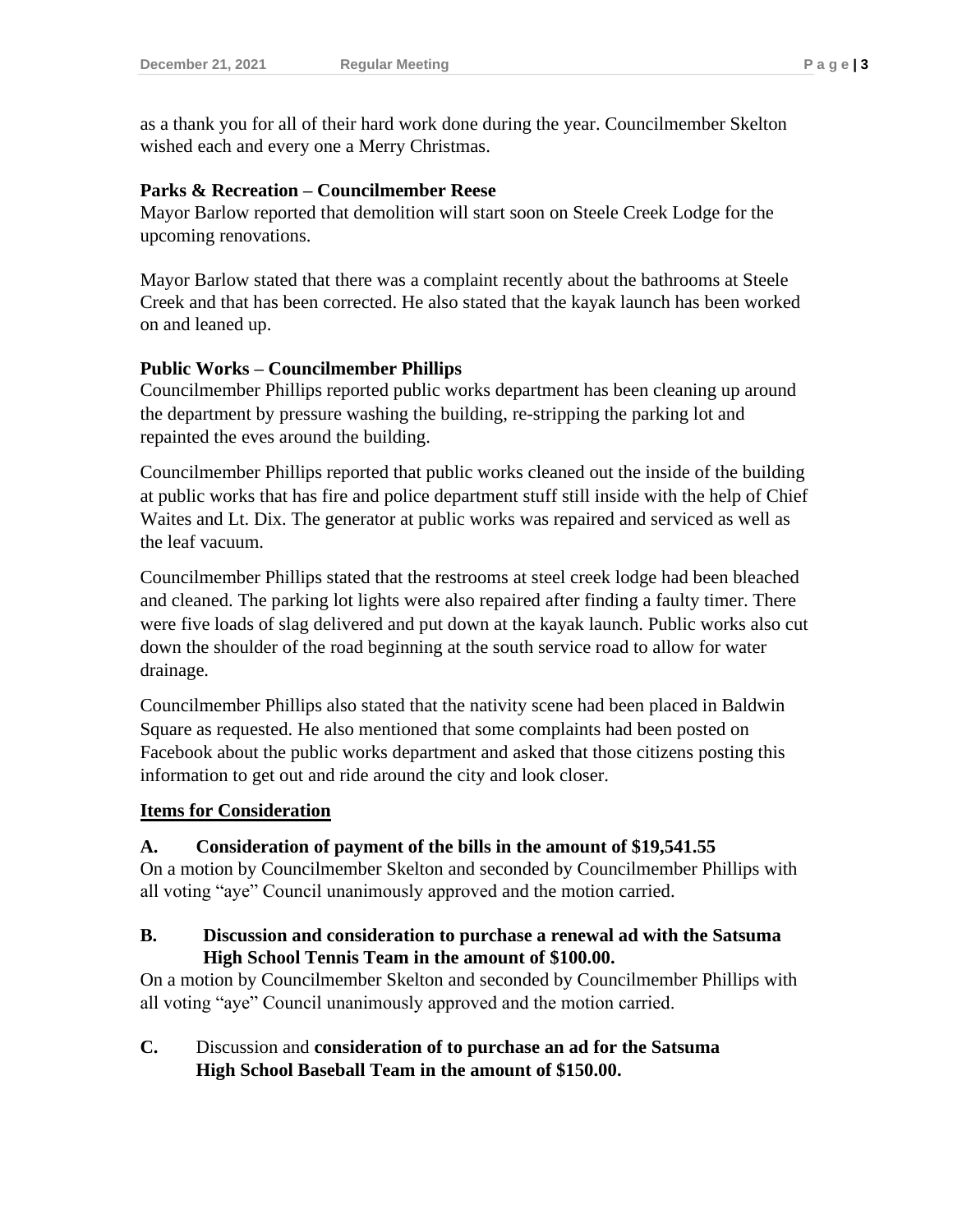as a thank you for all of their hard work done during the year. Councilmember Skelton wished each and every one a Merry Christmas.

**Parks & Recreation – Councilmember Reese**

Mayor Barlow reported that demolition will start soon on Steele Creek Lodge for the upcoming renovations.

Mayor Barlow stated that there was a complaint recently about the bathrooms at Steele Creek and that has been corrected. He also stated that the kayak launch has been worked on and leaned up.

**Public Works – Councilmember Phillips**

Councilmember Phillips reported public works department has been cleaning up around the department by pressure washing the building, re-stripping the parking lot and repainted the eves around the building.

Councilmember Phillips reported that public works cleaned out the inside of the building at public works that has fire and police department stuff still inside with the help of Chief Waites and Lt. Dix. The generator at public works was repaired and serviced as well as the leaf vacuum.

Councilmember Phillips stated that the restrooms at steel creek lodge had been bleached and cleaned. The parking lot lights were also repaired after finding a faulty timer. There were five loads of slag delivered and put down at the kayak launch. Public works also cut down the shoulder of the road beginning at the south service road to allow for water drainage.

Councilmember Phillips also stated that the nativity scene had been placed in Baldwin Square as requested. He also mentioned that some complaints had been posted on Facebook about the public works department and asked that those citizens posting this information to get out and ride around the city and look closer.

**Items for Consideration**

**A. Consideration of payment of the bills in the amount of $19,541.55**

On a motion by Councilmember Skelton and seconded by Councilmember Phillips with all voting "aye" Council unanimously approved and the motion carried.

**B. Discussion and consideration to purchase a renewal ad with the Satsuma High School Tennis Team in the amount of $100.00.**

On a motion by Councilmember Skelton and seconded by Councilmember Phillips with all voting "aye" Council unanimously approved and the motion carried.

**C.** Discussion and **consideration of to purchase an ad for the Satsuma High School Baseball Team in the amount of $150.00.**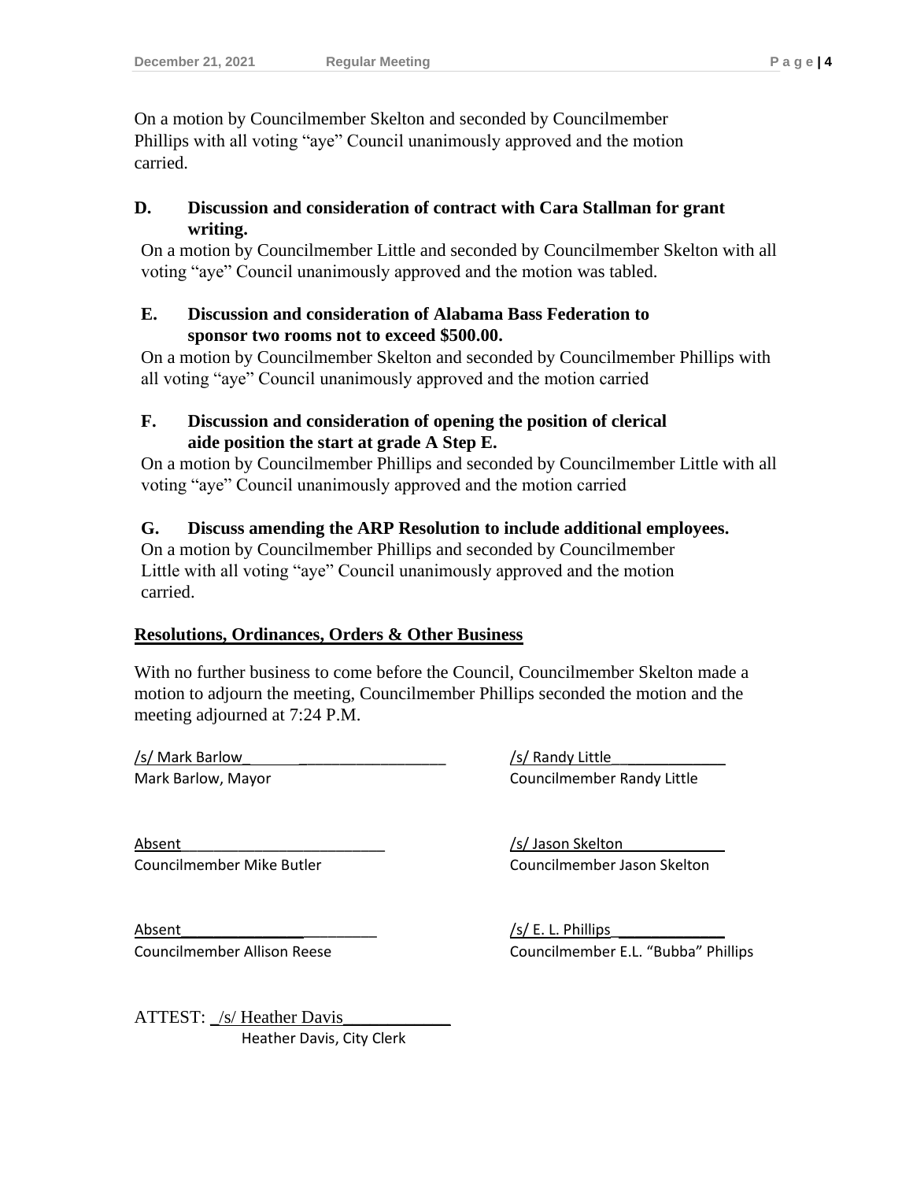On a motion by Councilmember Skelton and seconded by Councilmember Phillips with all voting "aye" Council unanimously approved and the motion carried.

**D. Discussion and consideration of contract with Cara Stallman for grant writing.**

On a motion by Councilmember Little and seconded by Councilmember Skelton with all voting "aye" Council unanimously approved and the motion was tabled.

**E. Discussion and consideration of Alabama Bass Federation to sponsor two rooms not to exceed $500.00.**

On a motion by Councilmember Skelton and seconded by Councilmember Phillips with all voting "aye" Council unanimously approved and the motion carried

**F. Discussion and consideration of opening the position of clerical aide position the start at grade A Step E.**

On a motion by Councilmember Phillips and seconded by Councilmember Little with all voting "aye" Council unanimously approved and the motion carried

**G. Discuss amending the ARP Resolution to include additional employees.**

On a motion by Councilmember Phillips and seconded by Councilmember Little with all voting "aye" Council unanimously approved and the motion carried.

**Resolutions, Ordinances, Orders & Other Business**

With no further business to come before the Council, Councilmember Skelton made a motion to adjourn the meeting, Councilmember Phillips seconded the motion and the meeting adjourned at 7:24 P.M.

/s/ Mark Barlow
Mark Barlow, Mayor

/s/ Randy Little
Councilmember Randy Little

Absent
Councilmember Mike Butler

/s/ Jason Skelton
Councilmember Jason Skelton

Absent
Councilmember Allison Reese

/s/ E. L. Phillips
Councilmember E.L. "Bubba" Phillips

ATTEST: /s/ Heather Davis
Heather Davis, City Clerk